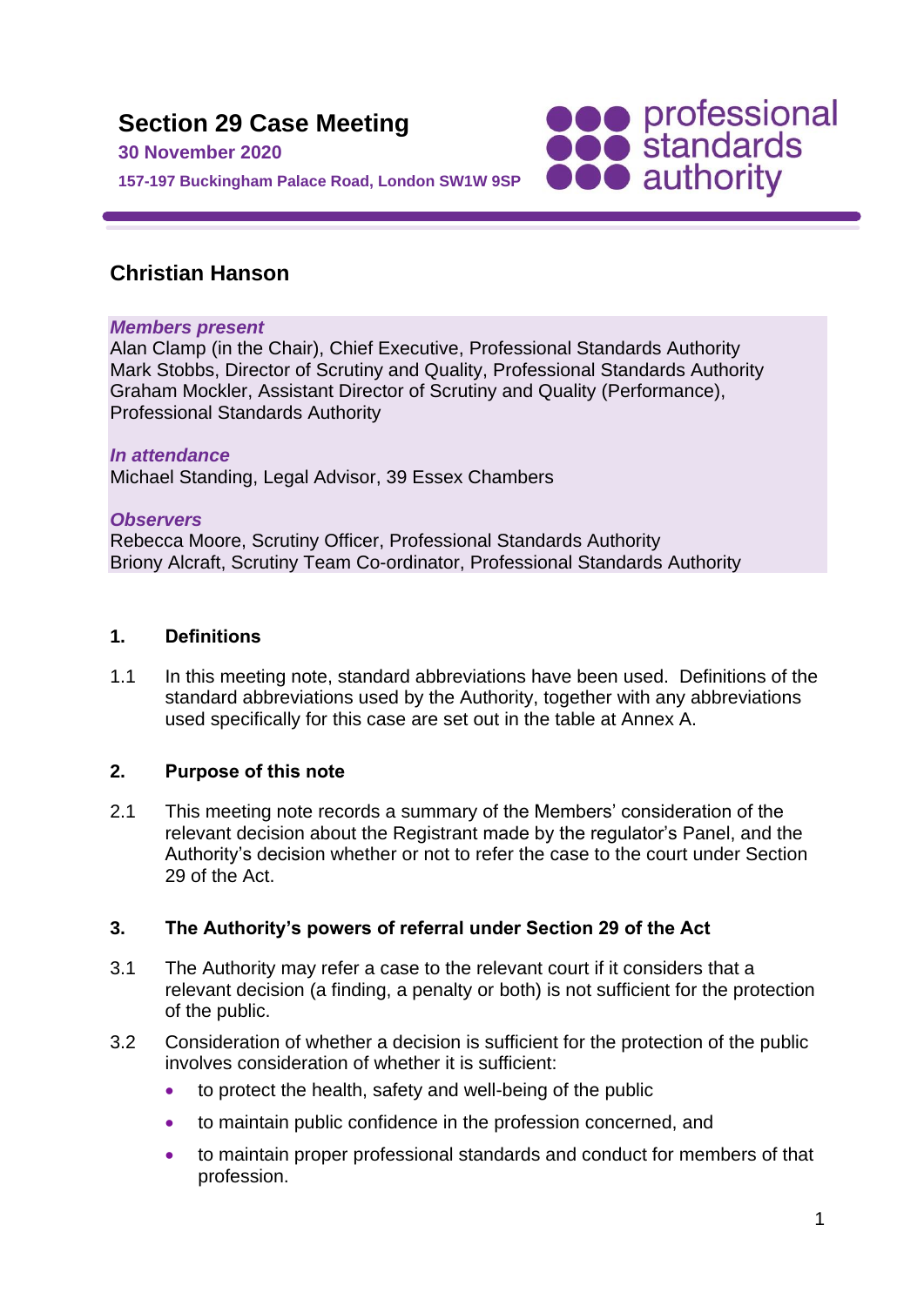# Section 29 Case Meeting

**30 November 2020**

**157-197 Buckingham Palace Road, London SW1W 9SP**

professional standards authority

## Christian Hanson

***Members present***
Alan Clamp (in the Chair), Chief Executive, Professional Standards Authority
Mark Stobbs, Director of Scrutiny and Quality, Professional Standards Authority
Graham Mockler, Assistant Director of Scrutiny and Quality (Performance), Professional Standards Authority

***In attendance***
Michael Standing, Legal Advisor, 39 Essex Chambers

***Observers***
Rebecca Moore, Scrutiny Officer, Professional Standards Authority
Briony Alcraft, Scrutiny Team Co-ordinator, Professional Standards Authority

### 1. Definitions

1.1 In this meeting note, standard abbreviations have been used. Definitions of the standard abbreviations used by the Authority, together with any abbreviations used specifically for this case are set out in the table at Annex A.

### 2. Purpose of this note

2.1 This meeting note records a summary of the Members' consideration of the relevant decision about the Registrant made by the regulator's Panel, and the Authority's decision whether or not to refer the case to the court under Section 29 of the Act.

### 3. The Authority's powers of referral under Section 29 of the Act

3.1 The Authority may refer a case to the relevant court if it considers that a relevant decision (a finding, a penalty or both) is not sufficient for the protection of the public.

3.2 Consideration of whether a decision is sufficient for the protection of the public involves consideration of whether it is sufficient:

- to protect the health, safety and well-being of the public
- to maintain public confidence in the profession concerned, and
- to maintain proper professional standards and conduct for members of that profession.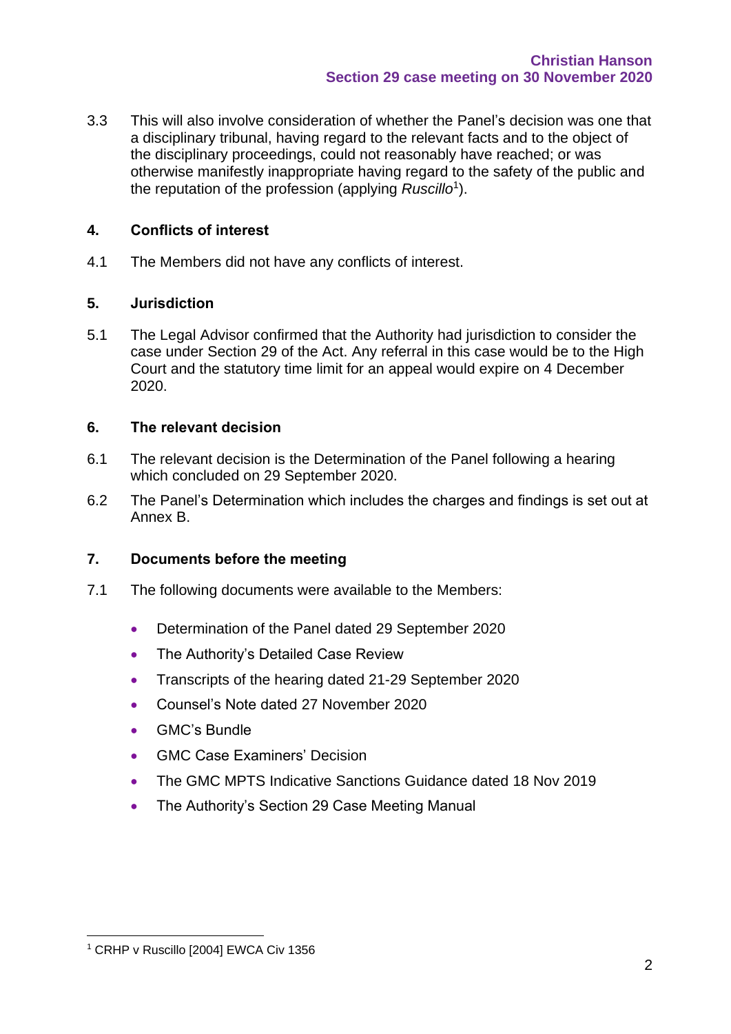3.3 This will also involve consideration of whether the Panel's decision was one that a disciplinary tribunal, having regard to the relevant facts and to the object of the disciplinary proceedings, could not reasonably have reached; or was otherwise manifestly inappropriate having regard to the safety of the public and the reputation of the profession (applying *Ruscillo*[1]).

## 4. Conflicts of interest

4.1 The Members did not have any conflicts of interest.

## 5. Jurisdiction

5.1 The Legal Advisor confirmed that the Authority had jurisdiction to consider the case under Section 29 of the Act. Any referral in this case would be to the High Court and the statutory time limit for an appeal would expire on 4 December 2020.

## 6. The relevant decision

6.1 The relevant decision is the Determination of the Panel following a hearing which concluded on 29 September 2020.

6.2 The Panel's Determination which includes the charges and findings is set out at Annex B.

## 7. Documents before the meeting

7.1 The following documents were available to the Members:

- Determination of the Panel dated 29 September 2020
- The Authority's Detailed Case Review
- Transcripts of the hearing dated 21-29 September 2020
- Counsel's Note dated 27 November 2020
- GMC's Bundle
- GMC Case Examiners' Decision
- The GMC MPTS Indicative Sanctions Guidance dated 18 Nov 2019
- The Authority's Section 29 Case Meeting Manual

[1] CRHP v Ruscillo [2004] EWCA Civ 1356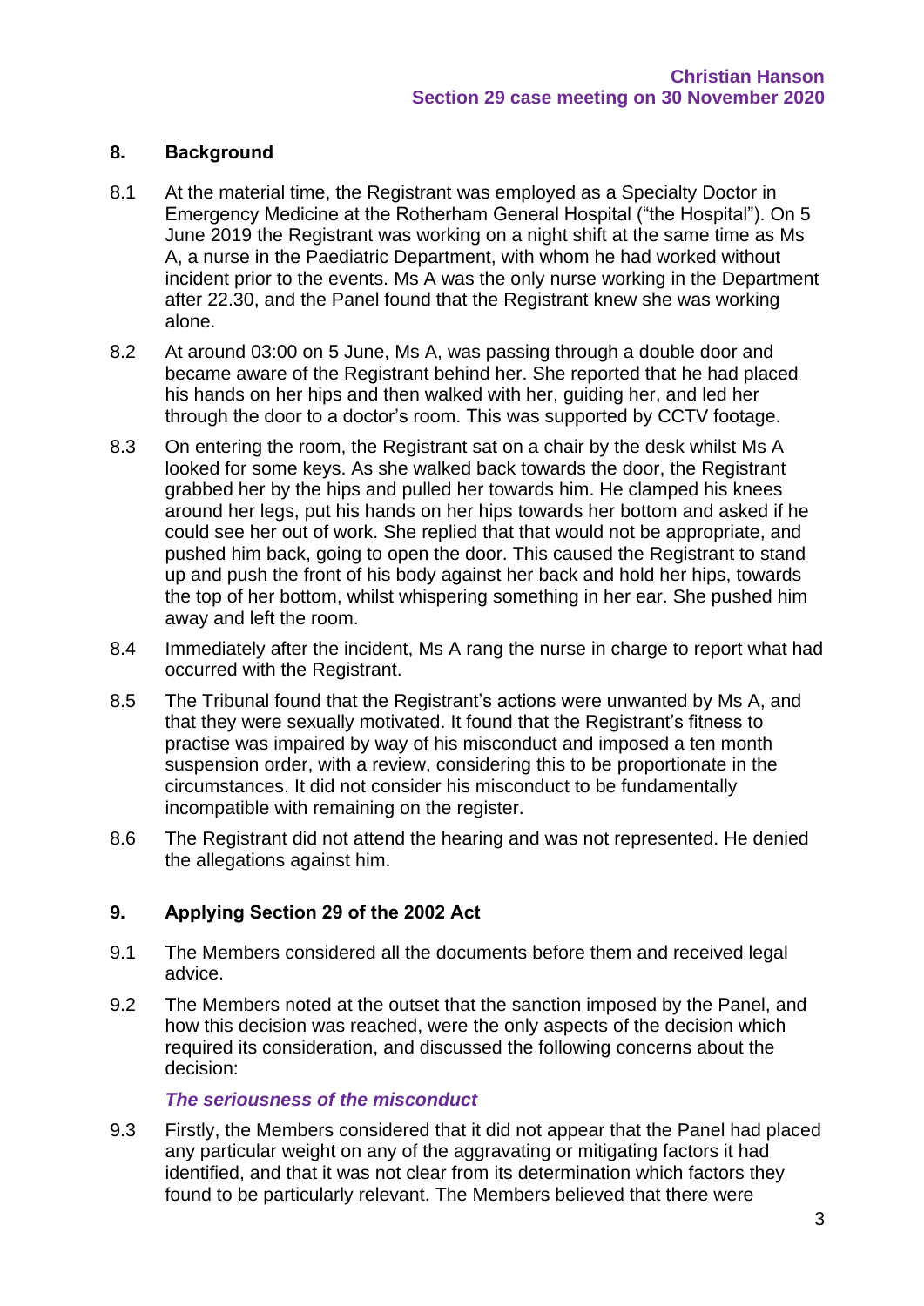## 8. Background

8.1 At the material time, the Registrant was employed as a Specialty Doctor in Emergency Medicine at the Rotherham General Hospital ("the Hospital"). On 5 June 2019 the Registrant was working on a night shift at the same time as Ms A, a nurse in the Paediatric Department, with whom he had worked without incident prior to the events. Ms A was the only nurse working in the Department after 22.30, and the Panel found that the Registrant knew she was working alone.

8.2 At around 03:00 on 5 June, Ms A, was passing through a double door and became aware of the Registrant behind her. She reported that he had placed his hands on her hips and then walked with her, guiding her, and led her through the door to a doctor's room. This was supported by CCTV footage.

8.3 On entering the room, the Registrant sat on a chair by the desk whilst Ms A looked for some keys. As she walked back towards the door, the Registrant grabbed her by the hips and pulled her towards him. He clamped his knees around her legs, put his hands on her hips towards her bottom and asked if he could see her out of work. She replied that that would not be appropriate, and pushed him back, going to open the door. This caused the Registrant to stand up and push the front of his body against her back and hold her hips, towards the top of her bottom, whilst whispering something in her ear. She pushed him away and left the room.

8.4 Immediately after the incident, Ms A rang the nurse in charge to report what had occurred with the Registrant.

8.5 The Tribunal found that the Registrant's actions were unwanted by Ms A, and that they were sexually motivated. It found that the Registrant's fitness to practise was impaired by way of his misconduct and imposed a ten month suspension order, with a review, considering this to be proportionate in the circumstances. It did not consider his misconduct to be fundamentally incompatible with remaining on the register.

8.6 The Registrant did not attend the hearing and was not represented. He denied the allegations against him.

## 9. Applying Section 29 of the 2002 Act

9.1 The Members considered all the documents before them and received legal advice.

9.2 The Members noted at the outset that the sanction imposed by the Panel, and how this decision was reached, were the only aspects of the decision which required its consideration, and discussed the following concerns about the decision:

***The seriousness of the misconduct***

9.3 Firstly, the Members considered that it did not appear that the Panel had placed any particular weight on any of the aggravating or mitigating factors it had identified, and that it was not clear from its determination which factors they found to be particularly relevant. The Members believed that there were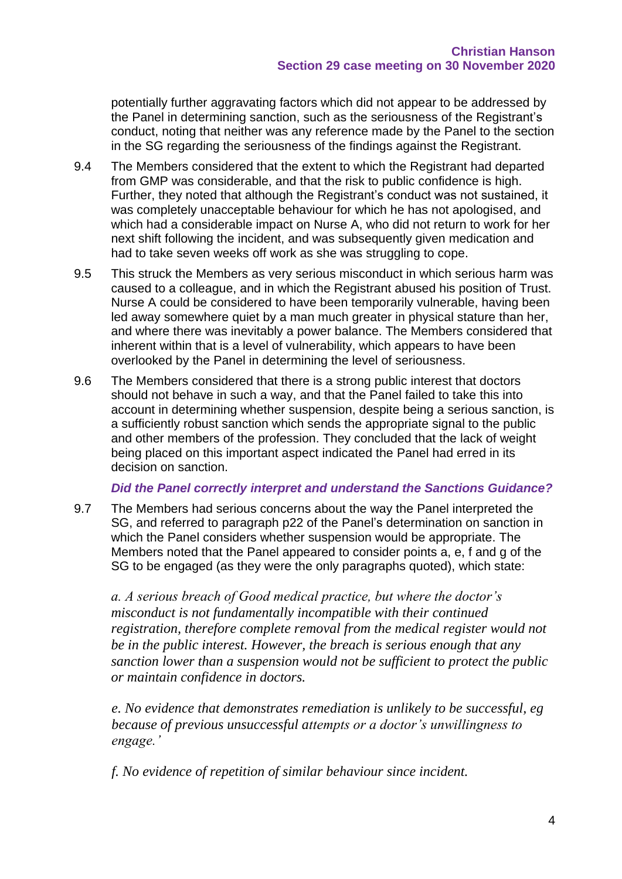potentially further aggravating factors which did not appear to be addressed by the Panel in determining sanction, such as the seriousness of the Registrant's conduct, noting that neither was any reference made by the Panel to the section in the SG regarding the seriousness of the findings against the Registrant.

9.4 The Members considered that the extent to which the Registrant had departed from GMP was considerable, and that the risk to public confidence is high. Further, they noted that although the Registrant's conduct was not sustained, it was completely unacceptable behaviour for which he has not apologised, and which had a considerable impact on Nurse A, who did not return to work for her next shift following the incident, and was subsequently given medication and had to take seven weeks off work as she was struggling to cope.

9.5 This struck the Members as very serious misconduct in which serious harm was caused to a colleague, and in which the Registrant abused his position of Trust. Nurse A could be considered to have been temporarily vulnerable, having been led away somewhere quiet by a man much greater in physical stature than her, and where there was inevitably a power balance. The Members considered that inherent within that is a level of vulnerability, which appears to have been overlooked by the Panel in determining the level of seriousness.

9.6 The Members considered that there is a strong public interest that doctors should not behave in such a way, and that the Panel failed to take this into account in determining whether suspension, despite being a serious sanction, is a sufficiently robust sanction which sends the appropriate signal to the public and other members of the profession. They concluded that the lack of weight being placed on this important aspect indicated the Panel had erred in its decision on sanction.

### *Did the Panel correctly interpret and understand the Sanctions Guidance?*

9.7 The Members had serious concerns about the way the Panel interpreted the SG, and referred to paragraph p22 of the Panel's determination on sanction in which the Panel considers whether suspension would be appropriate. The Members noted that the Panel appeared to consider points a, e, f and g of the SG to be engaged (as they were the only paragraphs quoted), which state:

> *a. A serious breach of Good medical practice, but where the doctor's misconduct is not fundamentally incompatible with their continued registration, therefore complete removal from the medical register would not be in the public interest. However, the breach is serious enough that any sanction lower than a suspension would not be sufficient to protect the public or maintain confidence in doctors.*
>
> *e. No evidence that demonstrates remediation is unlikely to be successful, eg because of previous unsuccessful attempts or a doctor's unwillingness to engage.'*
>
> *f. No evidence of repetition of similar behaviour since incident.*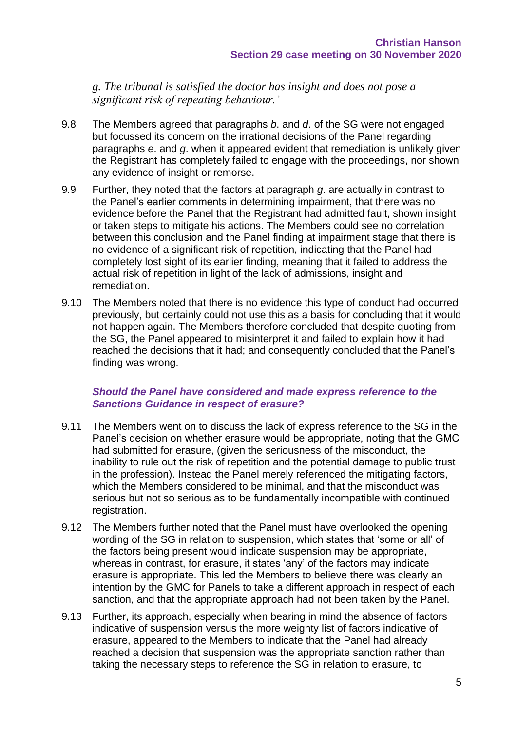*g. The tribunal is satisfied the doctor has insight and does not pose a significant risk of repeating behaviour.'*

9.8 The Members agreed that paragraphs *b*. and *d*. of the SG were not engaged but focussed its concern on the irrational decisions of the Panel regarding paragraphs *e*. and *g*. when it appeared evident that remediation is unlikely given the Registrant has completely failed to engage with the proceedings, nor shown any evidence of insight or remorse.

9.9 Further, they noted that the factors at paragraph *g*. are actually in contrast to the Panel's earlier comments in determining impairment, that there was no evidence before the Panel that the Registrant had admitted fault, shown insight or taken steps to mitigate his actions. The Members could see no correlation between this conclusion and the Panel finding at impairment stage that there is no evidence of a significant risk of repetition, indicating that the Panel had completely lost sight of its earlier finding, meaning that it failed to address the actual risk of repetition in light of the lack of admissions, insight and remediation.

9.10 The Members noted that there is no evidence this type of conduct had occurred previously, but certainly could not use this as a basis for concluding that it would not happen again. The Members therefore concluded that despite quoting from the SG, the Panel appeared to misinterpret it and failed to explain how it had reached the decisions that it had; and consequently concluded that the Panel's finding was wrong.

### *Should the Panel have considered and made express reference to the Sanctions Guidance in respect of erasure?*

9.11 The Members went on to discuss the lack of express reference to the SG in the Panel's decision on whether erasure would be appropriate, noting that the GMC had submitted for erasure, (given the seriousness of the misconduct, the inability to rule out the risk of repetition and the potential damage to public trust in the profession). Instead the Panel merely referenced the mitigating factors, which the Members considered to be minimal, and that the misconduct was serious but not so serious as to be fundamentally incompatible with continued registration.

9.12 The Members further noted that the Panel must have overlooked the opening wording of the SG in relation to suspension, which states that 'some or all' of the factors being present would indicate suspension may be appropriate, whereas in contrast, for erasure, it states 'any' of the factors may indicate erasure is appropriate. This led the Members to believe there was clearly an intention by the GMC for Panels to take a different approach in respect of each sanction, and that the appropriate approach had not been taken by the Panel.

9.13 Further, its approach, especially when bearing in mind the absence of factors indicative of suspension versus the more weighty list of factors indicative of erasure, appeared to the Members to indicate that the Panel had already reached a decision that suspension was the appropriate sanction rather than taking the necessary steps to reference the SG in relation to erasure, to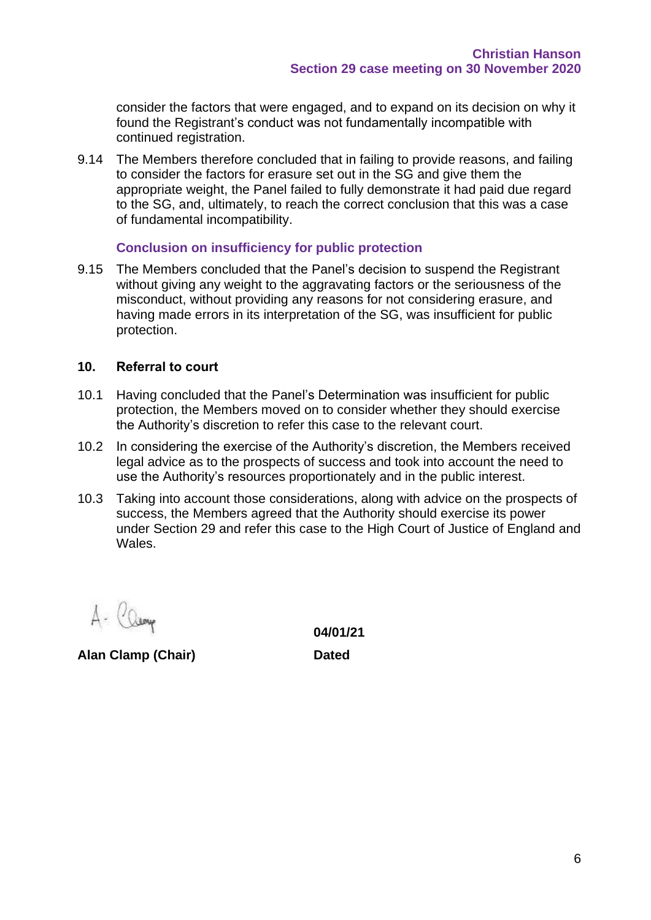consider the factors that were engaged, and to expand on its decision on why it found the Registrant's conduct was not fundamentally incompatible with continued registration.

9.14 The Members therefore concluded that in failing to provide reasons, and failing to consider the factors for erasure set out in the SG and give them the appropriate weight, the Panel failed to fully demonstrate it had paid due regard to the SG, and, ultimately, to reach the correct conclusion that this was a case of fundamental incompatibility.

### Conclusion on insufficiency for public protection

9.15 The Members concluded that the Panel's decision to suspend the Registrant without giving any weight to the aggravating factors or the seriousness of the misconduct, without providing any reasons for not considering erasure, and having made errors in its interpretation of the SG, was insufficient for public protection.

## 10. Referral to court

10.1 Having concluded that the Panel's Determination was insufficient for public protection, the Members moved on to consider whether they should exercise the Authority's discretion to refer this case to the relevant court.

10.2 In considering the exercise of the Authority's discretion, the Members received legal advice as to the prospects of success and took into account the need to use the Authority's resources proportionately and in the public interest.

10.3 Taking into account those considerations, along with advice on the prospects of success, the Members agreed that the Authority should exercise its power under Section 29 and refer this case to the High Court of Justice of England and Wales.

A. Clamp

**Alan Clamp (Chair)**

**04/01/21**

**Dated**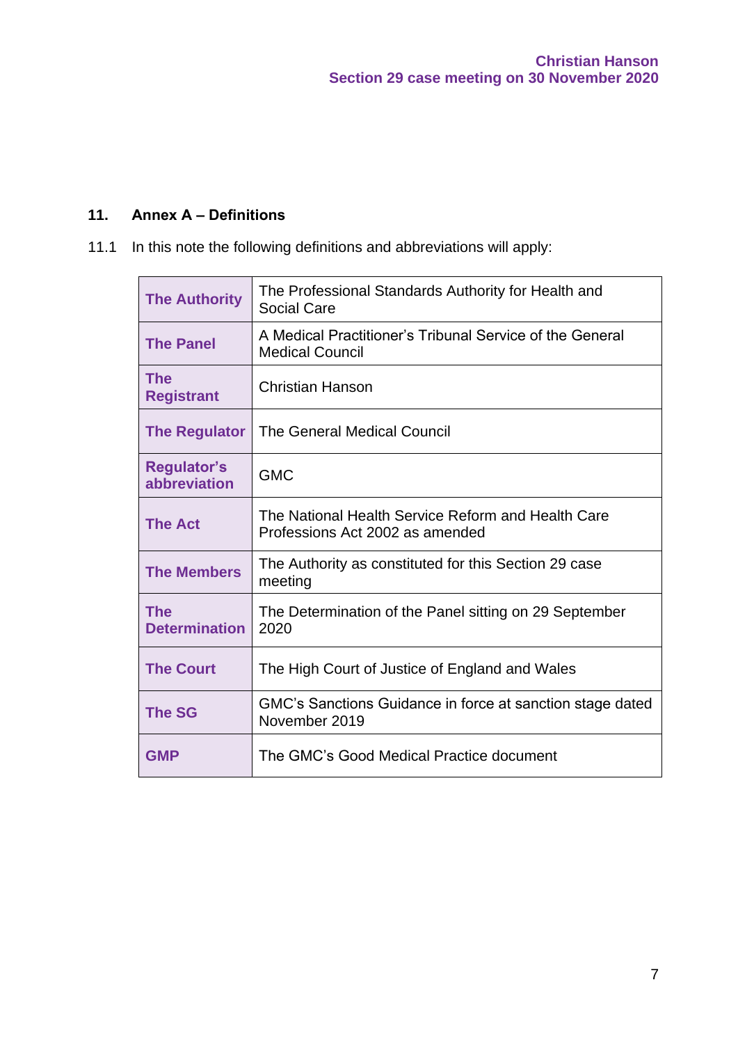## 11. Annex A – Definitions

11.1 In this note the following definitions and abbreviations will apply:

| | |
|---|---|
| **The Authority** | The Professional Standards Authority for Health and Social Care |
| **The Panel** | A Medical Practitioner's Tribunal Service of the General Medical Council |
| **The Registrant** | Christian Hanson |
| **The Regulator** | The General Medical Council |
| **Regulator's abbreviation** | GMC |
| **The Act** | The National Health Service Reform and Health Care Professions Act 2002 as amended |
| **The Members** | The Authority as constituted for this Section 29 case meeting |
| **The Determination** | The Determination of the Panel sitting on 29 September 2020 |
| **The Court** | The High Court of Justice of England and Wales |
| **The SG** | GMC's Sanctions Guidance in force at sanction stage dated November 2019 |
| **GMP** | The GMC's Good Medical Practice document |